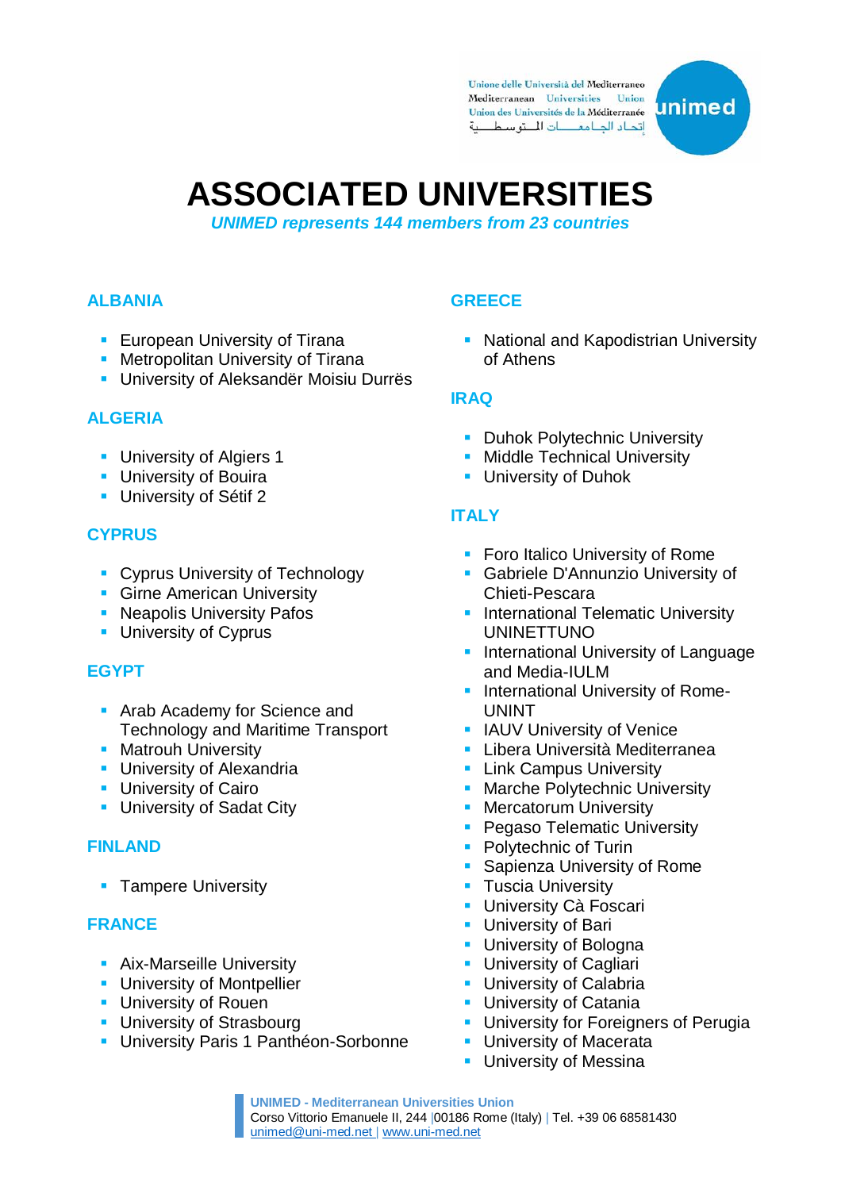Unione delle Università del Mediterraneo
Mediterranean Universities Union
Union des Universités de la Méditerranée
إتحاد الجامعات المتوسطية

unimed

# ASSOCIATED UNIVERSITIES

***UNIMED represents 144 members from 23 countries***

## ALBANIA

- European University of Tirana
- Metropolitan University of Tirana
- University of Aleksandër Moisiu Durrës

## ALGERIA

- University of Algiers 1
- University of Bouira
- University of Sétif 2

## CYPRUS

- Cyprus University of Technology
- Girne American University
- Neapolis University Pafos
- University of Cyprus

## EGYPT

- Arab Academy for Science and Technology and Maritime Transport
- Matrouh University
- University of Alexandria
- University of Cairo
- University of Sadat City

## FINLAND

- Tampere University

## FRANCE

- Aix-Marseille University
- University of Montpellier
- University of Rouen
- University of Strasbourg
- University Paris 1 Panthéon-Sorbonne

## GREECE

- National and Kapodistrian University of Athens

## IRAQ

- Duhok Polytechnic University
- Middle Technical University
- University of Duhok

## ITALY

- Foro Italico University of Rome
- Gabriele D'Annunzio University of Chieti-Pescara
- International Telematic University UNINETTUNO
- International University of Language and Media-IULM
- International University of Rome-UNINT
- IAUV University of Venice
- Libera Università Mediterranea
- Link Campus University
- Marche Polytechnic University
- Mercatorum University
- Pegaso Telematic University
- Polytechnic of Turin
- Sapienza University of Rome
- Tuscia University
- University Cà Foscari
- University of Bari
- University of Bologna
- University of Cagliari
- University of Calabria
- University of Catania
- University for Foreigners of Perugia
- University of Macerata
- University of Messina

**UNIMED - Mediterranean Universities Union**
Corso Vittorio Emanuele II, 244 |00186 Rome (Italy) | Tel. +39 06 68581430
unimed@uni-med.net | www.uni-med.net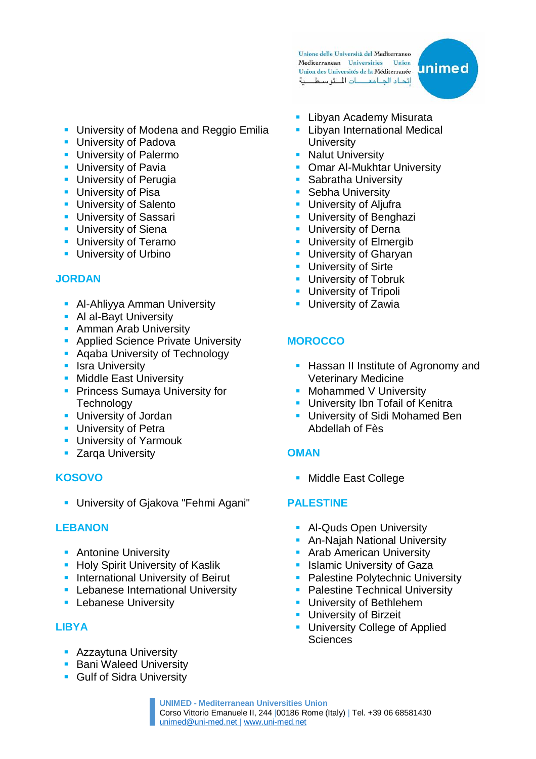- University of Modena and Reggio Emilia
- University of Padova
- University of Palermo
- University of Pavia
- University of Perugia
- University of Pisa
- University of Salento
- University of Sassari
- University of Siena
- University of Teramo
- University of Urbino

## JORDAN

- Al-Ahliyya Amman University
- Al al-Bayt University
- Amman Arab University
- Applied Science Private University
- Aqaba University of Technology
- Isra University
- Middle East University
- Princess Sumaya University for Technology
- University of Jordan
- University of Petra
- University of Yarmouk
- Zarqa University

## KOSOVO

- University of Gjakova "Fehmi Agani"

## LEBANON

- Antonine University
- Holy Spirit University of Kaslik
- International University of Beirut
- Lebanese International University
- Lebanese University

## LIBYA

- Azzaytuna University
- Bani Waleed University
- Gulf of Sidra University
- Libyan Academy Misurata
- Libyan International Medical University
- Nalut University
- Omar Al-Mukhtar University
- Sabratha University
- Sebha University
- University of Aljufra
- University of Benghazi
- University of Derna
- University of Elmergib
- University of Gharyan
- University of Sirte
- University of Tobruk
- University of Tripoli
- University of Zawia

## MOROCCO

- Hassan II Institute of Agronomy and Veterinary Medicine
- Mohammed V University
- University Ibn Tofail of Kenitra
- University of Sidi Mohamed Ben Abdellah of Fès

## OMAN

- Middle East College

## PALESTINE

- Al-Quds Open University
- An-Najah National University
- Arab American University
- Islamic University of Gaza
- Palestine Polytechnic University
- Palestine Technical University
- University of Bethlehem
- University of Birzeit
- University College of Applied Sciences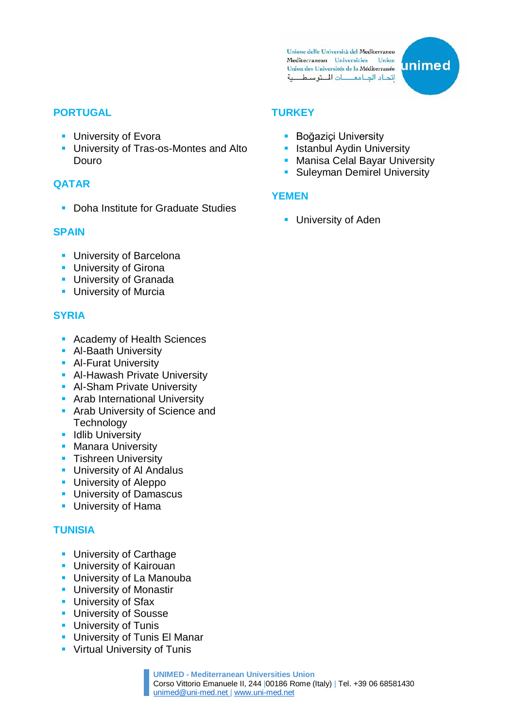## PORTUGAL

- University of Evora
- University of Tras-os-Montes and Alto Douro

## QATAR

- Doha Institute for Graduate Studies

## SPAIN

- University of Barcelona
- University of Girona
- University of Granada
- University of Murcia

## SYRIA

- Academy of Health Sciences
- Al-Baath University
- Al-Furat University
- Al-Hawash Private University
- Al-Sham Private University
- Arab International University
- Arab University of Science and Technology
- Idlib University
- Manara University
- Tishreen University
- University of Al Andalus
- University of Aleppo
- University of Damascus
- University of Hama

## TUNISIA

- University of Carthage
- University of Kairouan
- University of La Manouba
- University of Monastir
- University of Sfax
- University of Sousse
- University of Tunis
- University of Tunis El Manar
- Virtual University of Tunis

## TURKEY

- Boğaziçi University
- Istanbul Aydin University
- Manisa Celal Bayar University
- Suleyman Demirel University

## YEMEN

- University of Aden